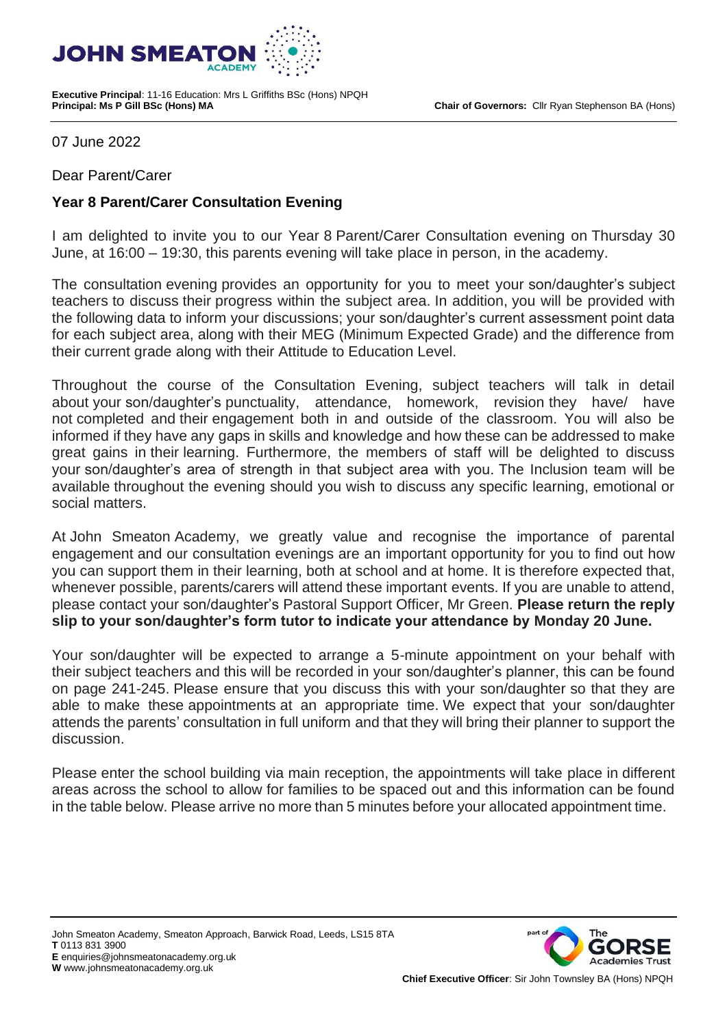**Executive Principal**: 11-16 Education: Mrs L Griffiths BSc (Hons) NPQH
**Principal: Ms P Gill BSc (Hons) MA**

**Chair of Governors:** Cllr Ryan Stephenson BA (Hons)

07 June 2022

Dear Parent/Carer

**Year 8 Parent/Carer Consultation Evening**

I am delighted to invite you to our Year 8 Parent/Carer Consultation evening on Thursday 30 June, at 16:00 – 19:30, this parents evening will take place in person, in the academy.

The consultation evening provides an opportunity for you to meet your son/daughter's subject teachers to discuss their progress within the subject area. In addition, you will be provided with the following data to inform your discussions; your son/daughter's current assessment point data for each subject area, along with their MEG (Minimum Expected Grade) and the difference from their current grade along with their Attitude to Education Level.

Throughout the course of the Consultation Evening, subject teachers will talk in detail about your son/daughter's punctuality, attendance, homework, revision they have/ have not completed and their engagement both in and outside of the classroom. You will also be informed if they have any gaps in skills and knowledge and how these can be addressed to make great gains in their learning. Furthermore, the members of staff will be delighted to discuss your son/daughter's area of strength in that subject area with you. The Inclusion team will be available throughout the evening should you wish to discuss any specific learning, emotional or social matters.

At John Smeaton Academy, we greatly value and recognise the importance of parental engagement and our consultation evenings are an important opportunity for you to find out how you can support them in their learning, both at school and at home. It is therefore expected that, whenever possible, parents/carers will attend these important events. If you are unable to attend, please contact your son/daughter's Pastoral Support Officer, Mr Green. **Please return the reply slip to your son/daughter's form tutor to indicate your attendance by Monday 20 June.**

Your son/daughter will be expected to arrange a 5-minute appointment on your behalf with their subject teachers and this will be recorded in your son/daughter's planner, this can be found on page 241-245. Please ensure that you discuss this with your son/daughter so that they are able to make these appointments at an appropriate time. We expect that your son/daughter attends the parents' consultation in full uniform and that they will bring their planner to support the discussion.

Please enter the school building via main reception, the appointments will take place in different areas across the school to allow for families to be spaced out and this information can be found in the table below. Please arrive no more than 5 minutes before your allocated appointment time.

John Smeaton Academy, Smeaton Approach, Barwick Road, Leeds, LS15 8TA
**T** 0113 831 3900
**E** enquiries@johnsmeatonacademy.org.uk
**W** www.johnsmeatonacademy.org.uk

**Chief Executive Officer**: Sir John Townsley BA (Hons) NPQH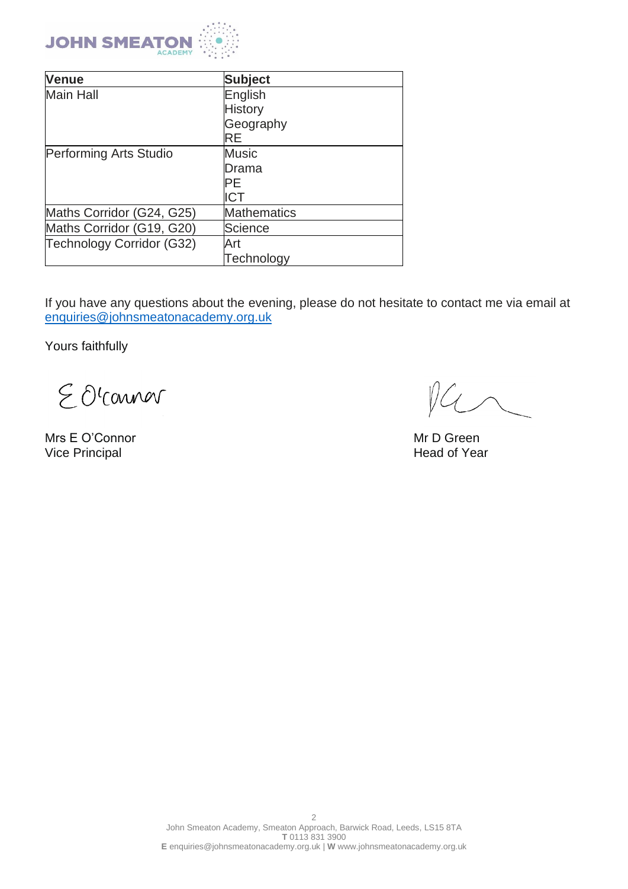| Venue | Subject |
| --- | --- |
| Main Hall | English<br>History<br>Geography<br>RE |
| Performing Arts Studio | Music<br>Drama<br>PE<br>ICT |
| Maths Corridor (G24, G25) | Mathematics |
| Maths Corridor (G19, G20) | Science |
| Technology Corridor (G32) | Art<br>Technology |

If you have any questions about the evening, please do not hesitate to contact me via email at enquiries@johnsmeatonacademy.org.uk

Yours faithfully

Mrs E O'Connor
Vice Principal

Mr D Green
Head of Year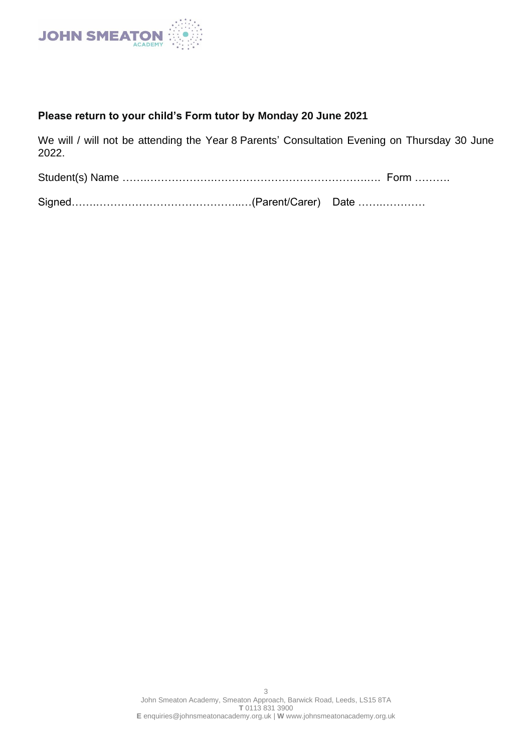**Please return to your child's Form tutor by Monday 20 June 2021**

We will / will not be attending the Year 8 Parents' Consultation Evening on Thursday 30 June 2022.

Student(s) Name ……………………………………………………………………. Form ……….

Signed…………………………………………..(Parent/Carer) Date ………………